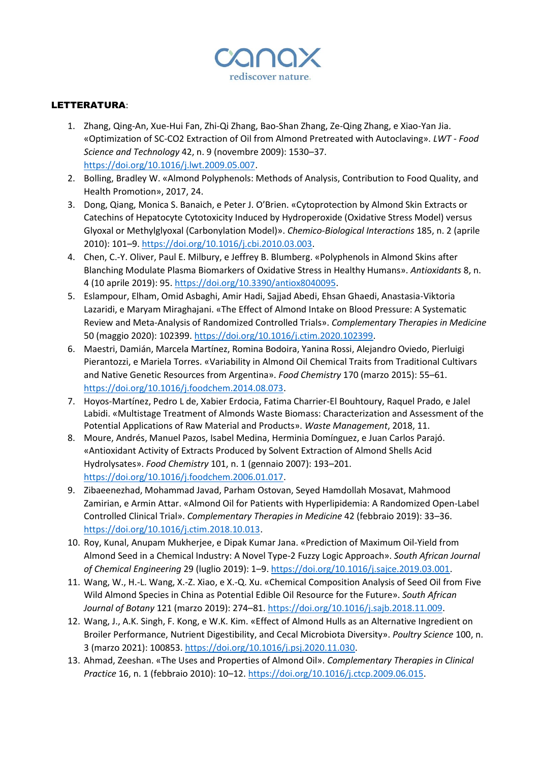**LETTERATURA**:

1. Zhang, Qing-An, Xue-Hui Fan, Zhi-Qi Zhang, Bao-Shan Zhang, Ze-Qing Zhang, e Xiao-Yan Jia. «Optimization of SC-CO2 Extraction of Oil from Almond Pretreated with Autoclaving». *LWT - Food Science and Technology* 42, n. 9 (novembre 2009): 1530–37. https://doi.org/10.1016/j.lwt.2009.05.007.
2. Bolling, Bradley W. «Almond Polyphenols: Methods of Analysis, Contribution to Food Quality, and Health Promotion», 2017, 24.
3. Dong, Qiang, Monica S. Banaich, e Peter J. O'Brien. «Cytoprotection by Almond Skin Extracts or Catechins of Hepatocyte Cytotoxicity Induced by Hydroperoxide (Oxidative Stress Model) versus Glyoxal or Methylglyoxal (Carbonylation Model)». *Chemico-Biological Interactions* 185, n. 2 (aprile 2010): 101–9. https://doi.org/10.1016/j.cbi.2010.03.003.
4. Chen, C.-Y. Oliver, Paul E. Milbury, e Jeffrey B. Blumberg. «Polyphenols in Almond Skins after Blanching Modulate Plasma Biomarkers of Oxidative Stress in Healthy Humans». *Antioxidants* 8, n. 4 (10 aprile 2019): 95. https://doi.org/10.3390/antiox8040095.
5. Eslampour, Elham, Omid Asbaghi, Amir Hadi, Sajjad Abedi, Ehsan Ghaedi, Anastasia-Viktoria Lazaridi, e Maryam Miraghajani. «The Effect of Almond Intake on Blood Pressure: A Systematic Review and Meta-Analysis of Randomized Controlled Trials». *Complementary Therapies in Medicine* 50 (maggio 2020): 102399. https://doi.org/10.1016/j.ctim.2020.102399.
6. Maestri, Damián, Marcela Martínez, Romina Bodoira, Yanina Rossi, Alejandro Oviedo, Pierluigi Pierantozzi, e Mariela Torres. «Variability in Almond Oil Chemical Traits from Traditional Cultivars and Native Genetic Resources from Argentina». *Food Chemistry* 170 (marzo 2015): 55–61. https://doi.org/10.1016/j.foodchem.2014.08.073.
7. Hoyos-Martínez, Pedro L de, Xabier Erdocia, Fatima Charrier-El Bouhtoury, Raquel Prado, e Jalel Labidi. «Multistage Treatment of Almonds Waste Biomass: Characterization and Assessment of the Potential Applications of Raw Material and Products». *Waste Management*, 2018, 11.
8. Moure, Andrés, Manuel Pazos, Isabel Medina, Herminia Domínguez, e Juan Carlos Parajó. «Antioxidant Activity of Extracts Produced by Solvent Extraction of Almond Shells Acid Hydrolysates». *Food Chemistry* 101, n. 1 (gennaio 2007): 193–201. https://doi.org/10.1016/j.foodchem.2006.01.017.
9. Zibaeenezhad, Mohammad Javad, Parham Ostovan, Seyed Hamdollah Mosavat, Mahmood Zamirian, e Armin Attar. «Almond Oil for Patients with Hyperlipidemia: A Randomized Open-Label Controlled Clinical Trial». *Complementary Therapies in Medicine* 42 (febbraio 2019): 33–36. https://doi.org/10.1016/j.ctim.2018.10.013.
10. Roy, Kunal, Anupam Mukherjee, e Dipak Kumar Jana. «Prediction of Maximum Oil-Yield from Almond Seed in a Chemical Industry: A Novel Type-2 Fuzzy Logic Approach». *South African Journal of Chemical Engineering* 29 (luglio 2019): 1–9. https://doi.org/10.1016/j.sajce.2019.03.001.
11. Wang, W., H.-L. Wang, X.-Z. Xiao, e X.-Q. Xu. «Chemical Composition Analysis of Seed Oil from Five Wild Almond Species in China as Potential Edible Oil Resource for the Future». *South African Journal of Botany* 121 (marzo 2019): 274–81. https://doi.org/10.1016/j.sajb.2018.11.009.
12. Wang, J., A.K. Singh, F. Kong, e W.K. Kim. «Effect of Almond Hulls as an Alternative Ingredient on Broiler Performance, Nutrient Digestibility, and Cecal Microbiota Diversity». *Poultry Science* 100, n. 3 (marzo 2021): 100853. https://doi.org/10.1016/j.psj.2020.11.030.
13. Ahmad, Zeeshan. «The Uses and Properties of Almond Oil». *Complementary Therapies in Clinical Practice* 16, n. 1 (febbraio 2010): 10–12. https://doi.org/10.1016/j.ctcp.2009.06.015.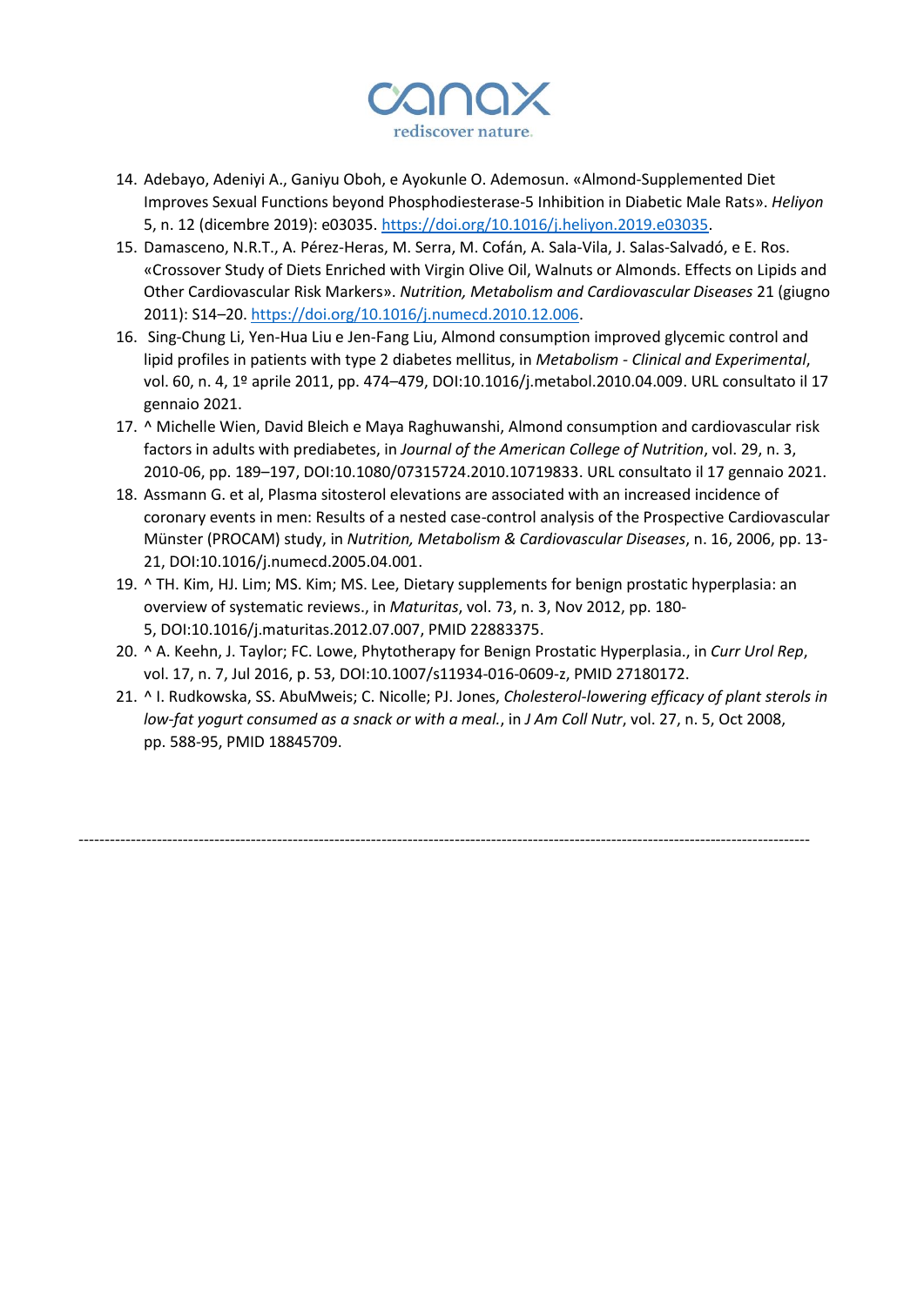14. Adebayo, Adeniyi A., Ganiyu Oboh, e Ayokunle O. Ademosun. «Almond-Supplemented Diet Improves Sexual Functions beyond Phosphodiesterase-5 Inhibition in Diabetic Male Rats». *Heliyon* 5, n. 12 (dicembre 2019): e03035. https://doi.org/10.1016/j.heliyon.2019.e03035.
15. Damasceno, N.R.T., A. Pérez-Heras, M. Serra, M. Cofán, A. Sala-Vila, J. Salas-Salvadó, e E. Ros. «Crossover Study of Diets Enriched with Virgin Olive Oil, Walnuts or Almonds. Effects on Lipids and Other Cardiovascular Risk Markers». *Nutrition, Metabolism and Cardiovascular Diseases* 21 (giugno 2011): S14–20. https://doi.org/10.1016/j.numecd.2010.12.006.
16. Sing-Chung Li, Yen-Hua Liu e Jen-Fang Liu, Almond consumption improved glycemic control and lipid profiles in patients with type 2 diabetes mellitus, in *Metabolism - Clinical and Experimental*, vol. 60, n. 4, 1º aprile 2011, pp. 474–479, DOI:10.1016/j.metabol.2010.04.009. URL consultato il 17 gennaio 2021.
17. ^ Michelle Wien, David Bleich e Maya Raghuwanshi, Almond consumption and cardiovascular risk factors in adults with prediabetes, in *Journal of the American College of Nutrition*, vol. 29, n. 3, 2010-06, pp. 189–197, DOI:10.1080/07315724.2010.10719833. URL consultato il 17 gennaio 2021.
18. Assmann G. et al, Plasma sitosterol elevations are associated with an increased incidence of coronary events in men: Results of a nested case-control analysis of the Prospective Cardiovascular Münster (PROCAM) study, in *Nutrition, Metabolism & Cardiovascular Diseases*, n. 16, 2006, pp. 13-21, DOI:10.1016/j.numecd.2005.04.001.
19. ^ TH. Kim, HJ. Lim; MS. Kim; MS. Lee, Dietary supplements for benign prostatic hyperplasia: an overview of systematic reviews., in *Maturitas*, vol. 73, n. 3, Nov 2012, pp. 180-5, DOI:10.1016/j.maturitas.2012.07.007, PMID 22883375.
20. ^ A. Keehn, J. Taylor; FC. Lowe, Phytotherapy for Benign Prostatic Hyperplasia., in *Curr Urol Rep*, vol. 17, n. 7, Jul 2016, p. 53, DOI:10.1007/s11934-016-0609-z, PMID 27180172.
21. ^ I. Rudkowska, SS. AbuMweis; C. Nicolle; PJ. Jones, *Cholesterol-lowering efficacy of plant sterols in low-fat yogurt consumed as a snack or with a meal.*, in *J Am Coll Nutr*, vol. 27, n. 5, Oct 2008, pp. 588-95, PMID 18845709.

---